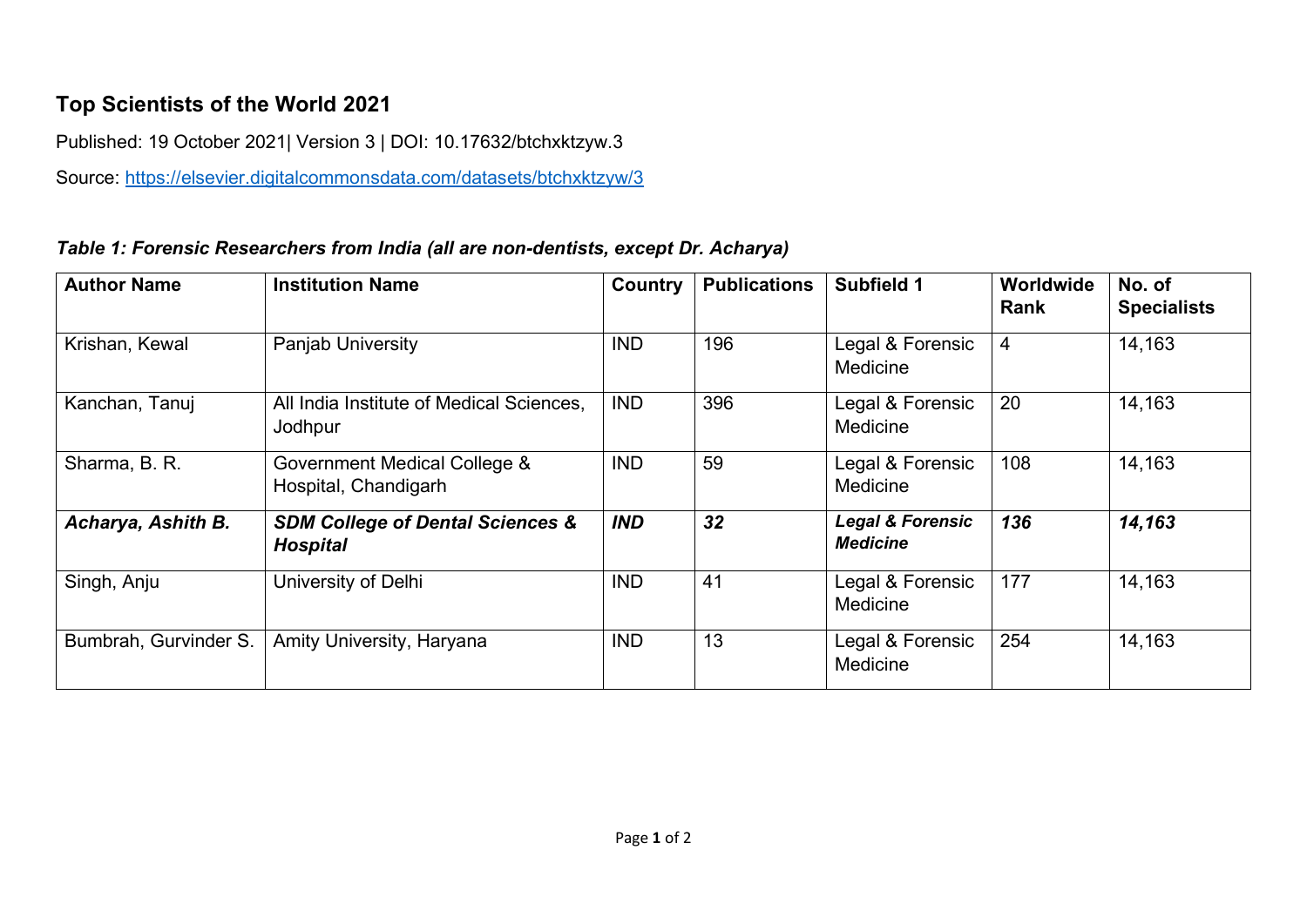## Top Scientists of the World 2021

Published: 19 October 2021| Version 3 | DOI: 10.17632/btchxktzyw.3

Source: [https://elsevier.digitalcommonsdata.com/datasets/btchxktzyw/3](https://elsevier.digitalcommonsdata.com/datasets/btchxktzyw/3)

***Table 1: Forensic Researchers from India (all are non-dentists, except Dr. Acharya)***

| Author Name | Institution Name | Country | Publications | Subfield 1 | Worldwide Rank | No. of Specialists |
|---|---|---|---|---|---|---|
| Krishan, Kewal | Panjab University | IND | 196 | Legal & Forensic Medicine | 4 | 14,163 |
| Kanchan, Tanuj | All India Institute of Medical Sciences, Jodhpur | IND | 396 | Legal & Forensic Medicine | 20 | 14,163 |
| Sharma, B. R. | Government Medical College & Hospital, Chandigarh | IND | 59 | Legal & Forensic Medicine | 108 | 14,163 |
| ***Acharya, Ashith B.*** | ***SDM College of Dental Sciences & Hospital*** | ***IND*** | ***32*** | ***Legal & Forensic Medicine*** | ***136*** | ***14,163*** |
| Singh, Anju | University of Delhi | IND | 41 | Legal & Forensic Medicine | 177 | 14,163 |
| Bumbrah, Gurvinder S. | Amity University, Haryana | IND | 13 | Legal & Forensic Medicine | 254 | 14,163 |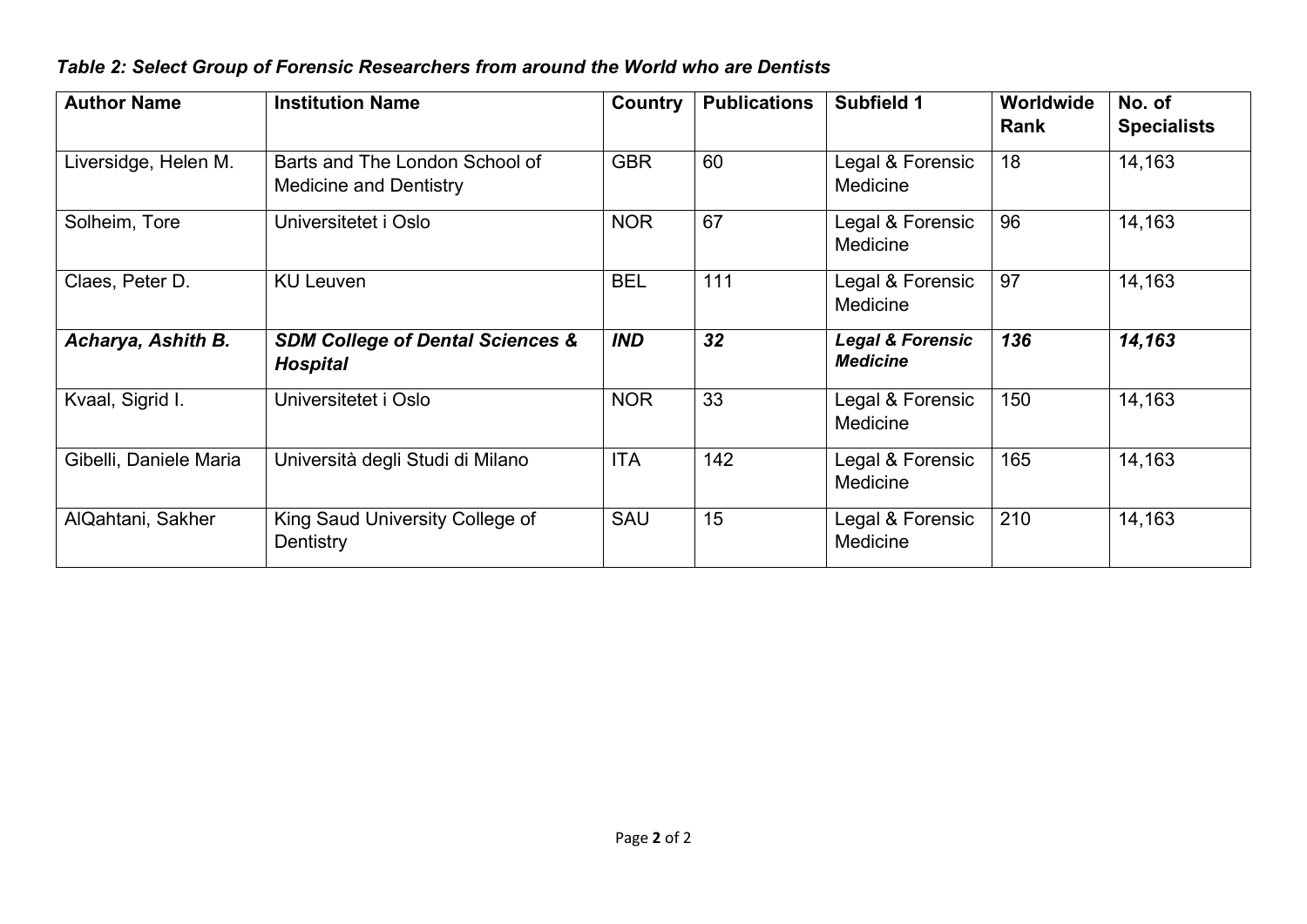***Table 2: Select Group of Forensic Researchers from around the World who are Dentists***

| Author Name | Institution Name | Country | Publications | Subfield 1 | Worldwide Rank | No. of Specialists |
|---|---|---|---|---|---|---|
| Liversidge, Helen M. | Barts and The London School of Medicine and Dentistry | GBR | 60 | Legal & Forensic Medicine | 18 | 14,163 |
| Solheim, Tore | Universitetet i Oslo | NOR | 67 | Legal & Forensic Medicine | 96 | 14,163 |
| Claes, Peter D. | KU Leuven | BEL | 111 | Legal & Forensic Medicine | 97 | 14,163 |
| ***Acharya, Ashith B.*** | ***SDM College of Dental Sciences & Hospital*** | ***IND*** | ***32*** | ***Legal & Forensic Medicine*** | ***136*** | ***14,163*** |
| Kvaal, Sigrid I. | Universitetet i Oslo | NOR | 33 | Legal & Forensic Medicine | 150 | 14,163 |
| Gibelli, Daniele Maria | Università degli Studi di Milano | ITA | 142 | Legal & Forensic Medicine | 165 | 14,163 |
| AlQahtani, Sakher | King Saud University College of Dentistry | SAU | 15 | Legal & Forensic Medicine | 210 | 14,163 |